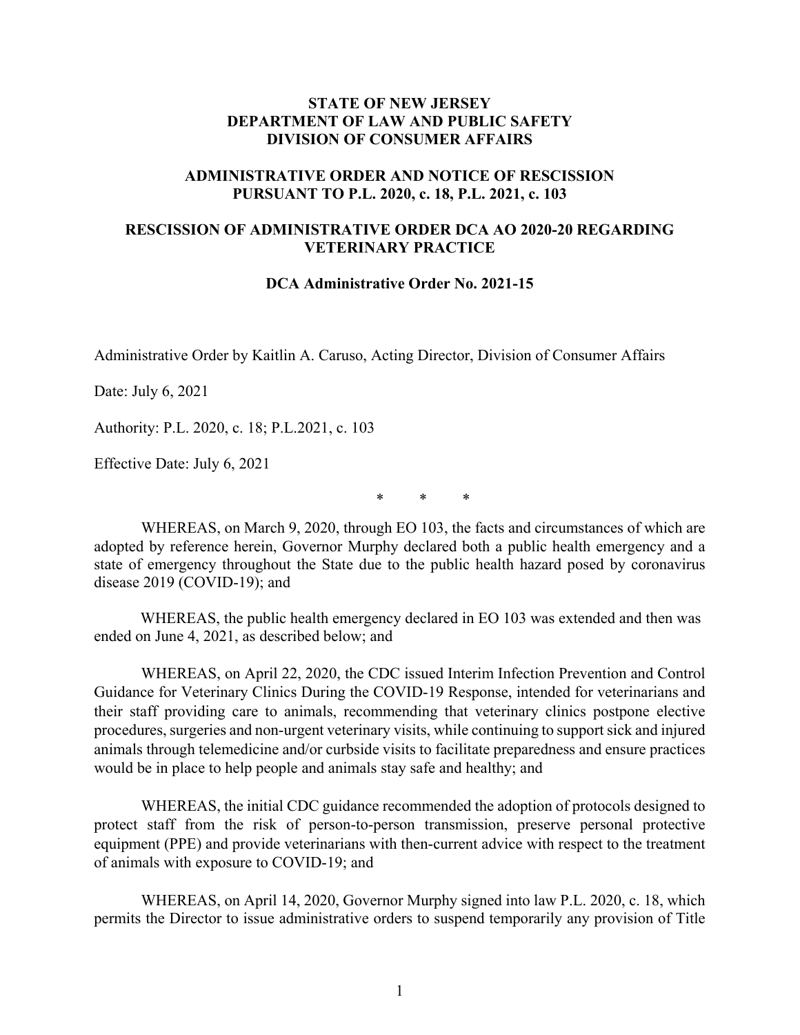**STATE OF NEW JERSEY**
**DEPARTMENT OF LAW AND PUBLIC SAFETY**
**DIVISION OF CONSUMER AFFAIRS**

**ADMINISTRATIVE ORDER AND NOTICE OF RESCISSION PURSUANT TO P.L. 2020, c. 18, P.L. 2021, c. 103**

**RESCISSION OF ADMINISTRATIVE ORDER DCA AO 2020-20 REGARDING VETERINARY PRACTICE**

**DCA Administrative Order No. 2021-15**

Administrative Order by Kaitlin A. Caruso, Acting Director, Division of Consumer Affairs

Date: July 6, 2021

Authority: P.L. 2020, c. 18; P.L.2021, c. 103

Effective Date: July 6, 2021

\* \* \*

WHEREAS, on March 9, 2020, through EO 103, the facts and circumstances of which are adopted by reference herein, Governor Murphy declared both a public health emergency and a state of emergency throughout the State due to the public health hazard posed by coronavirus disease 2019 (COVID-19); and

WHEREAS, the public health emergency declared in EO 103 was extended and then was ended on June 4, 2021, as described below; and

WHEREAS, on April 22, 2020, the CDC issued Interim Infection Prevention and Control Guidance for Veterinary Clinics During the COVID-19 Response, intended for veterinarians and their staff providing care to animals, recommending that veterinary clinics postpone elective procedures, surgeries and non-urgent veterinary visits, while continuing to support sick and injured animals through telemedicine and/or curbside visits to facilitate preparedness and ensure practices would be in place to help people and animals stay safe and healthy; and

WHEREAS, the initial CDC guidance recommended the adoption of protocols designed to protect staff from the risk of person-to-person transmission, preserve personal protective equipment (PPE) and provide veterinarians with then-current advice with respect to the treatment of animals with exposure to COVID-19; and

WHEREAS, on April 14, 2020, Governor Murphy signed into law P.L. 2020, c. 18, which permits the Director to issue administrative orders to suspend temporarily any provision of Title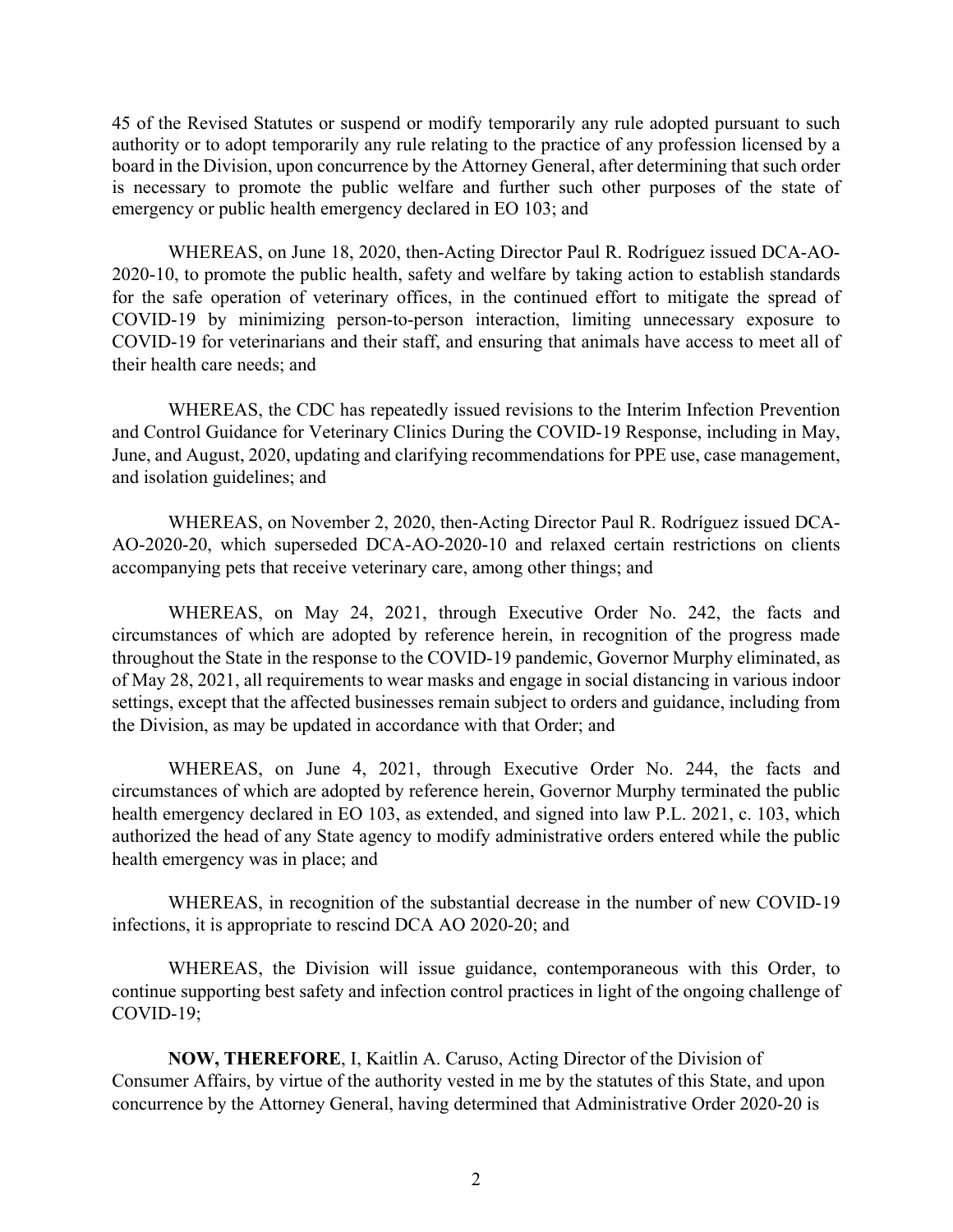45 of the Revised Statutes or suspend or modify temporarily any rule adopted pursuant to such authority or to adopt temporarily any rule relating to the practice of any profession licensed by a board in the Division, upon concurrence by the Attorney General, after determining that such order is necessary to promote the public welfare and further such other purposes of the state of emergency or public health emergency declared in EO 103; and

WHEREAS, on June 18, 2020, then-Acting Director Paul R. Rodríguez issued DCA-AO-2020-10, to promote the public health, safety and welfare by taking action to establish standards for the safe operation of veterinary offices, in the continued effort to mitigate the spread of COVID-19 by minimizing person-to-person interaction, limiting unnecessary exposure to COVID-19 for veterinarians and their staff, and ensuring that animals have access to meet all of their health care needs; and

WHEREAS, the CDC has repeatedly issued revisions to the Interim Infection Prevention and Control Guidance for Veterinary Clinics During the COVID-19 Response, including in May, June, and August, 2020, updating and clarifying recommendations for PPE use, case management, and isolation guidelines; and

WHEREAS, on November 2, 2020, then-Acting Director Paul R. Rodríguez issued DCA-AO-2020-20, which superseded DCA-AO-2020-10 and relaxed certain restrictions on clients accompanying pets that receive veterinary care, among other things; and

WHEREAS, on May 24, 2021, through Executive Order No. 242, the facts and circumstances of which are adopted by reference herein, in recognition of the progress made throughout the State in the response to the COVID-19 pandemic, Governor Murphy eliminated, as of May 28, 2021, all requirements to wear masks and engage in social distancing in various indoor settings, except that the affected businesses remain subject to orders and guidance, including from the Division, as may be updated in accordance with that Order; and

WHEREAS, on June 4, 2021, through Executive Order No. 244, the facts and circumstances of which are adopted by reference herein, Governor Murphy terminated the public health emergency declared in EO 103, as extended, and signed into law P.L. 2021, c. 103, which authorized the head of any State agency to modify administrative orders entered while the public health emergency was in place; and

WHEREAS, in recognition of the substantial decrease in the number of new COVID-19 infections, it is appropriate to rescind DCA AO 2020-20; and

WHEREAS, the Division will issue guidance, contemporaneous with this Order, to continue supporting best safety and infection control practices in light of the ongoing challenge of COVID-19;

**NOW, THEREFORE**, I, Kaitlin A. Caruso, Acting Director of the Division of Consumer Affairs, by virtue of the authority vested in me by the statutes of this State, and upon concurrence by the Attorney General, having determined that Administrative Order 2020-20 is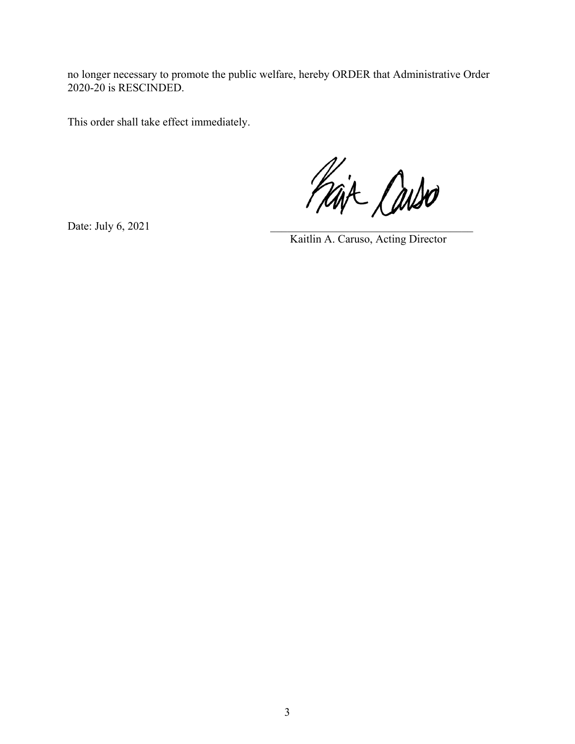no longer necessary to promote the public welfare, hereby ORDER that Administrative Order 2020-20 is RESCINDED.

This order shall take effect immediately.

Date: July 6, 2021

\_\_\_\_\_\_\_\_\_\_\_\_\_\_\_\_\_\_\_\_\_\_\_\_\_\_\_\_\_\_\_\_\_\_\_\_\_\_\_\_

Kaitlin A. Caruso, Acting Director